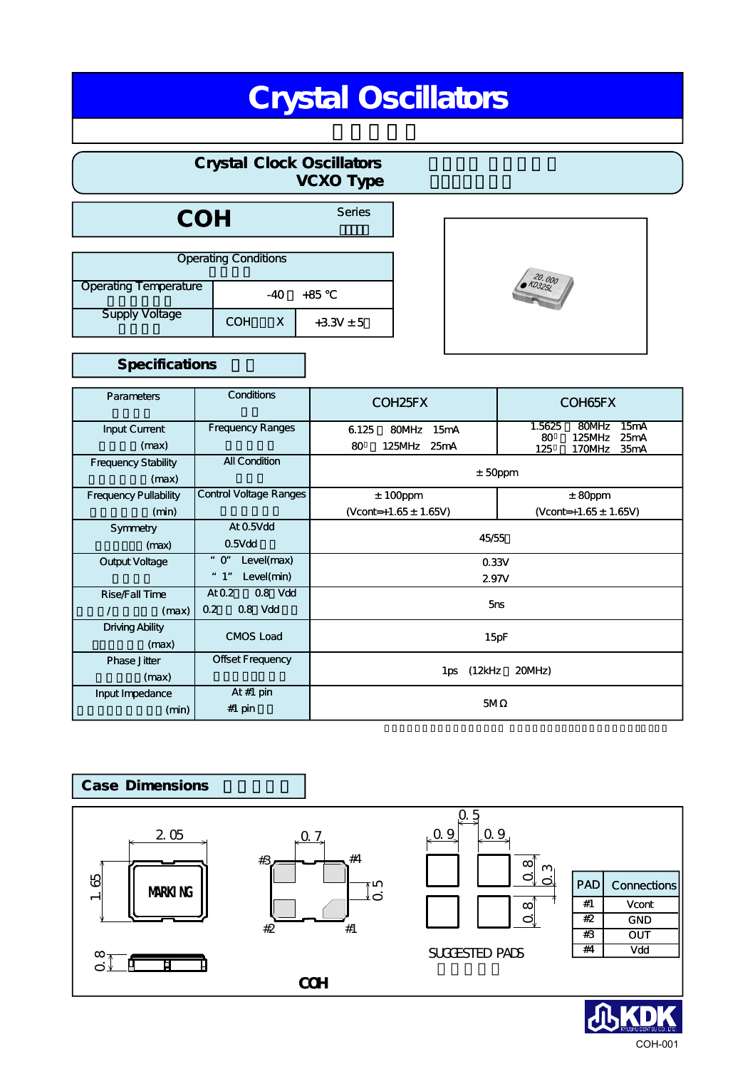# Crystal Oscillators

## Crystal Clock Oscillators VCXO Type

## COH Series

| Operating Conditions | | |
|---|---|---|
| Operating Temperature | -40 +85 ℃ | |
| Supply Voltage | COH X | +3.3V ± 5 |

## Specifications

| Parameters | Conditions | COH25FX | COH65FX |
|---|---|---|---|
| Input Current (max) | Frequency Ranges | 6.125 80MHz 15mA<br>80 125MHz 25mA | 1.5625 80MHz 15mA<br>80 125MHz 25mA<br>125 170MHz 35mA |
| Frequency Stability (max) | All Condition | ± 50ppm | |
| Frequency Pullability (min) | Control Voltage Ranges | ± 100ppm<br>(Vcont=+1.65 ± 1.65V) | ± 80ppm<br>(Vcont=+1.65 ± 1.65V) |
| Symmetry (max) | At 0.5Vdd<br>0.5Vdd | 45/55 | |
| Output Voltage | "0" Level(max)<br>"1" Level(min) | 0.33V<br>2.97V | |
| Rise/Fall Time / (max) | At 0.2 0.8 Vdd<br>0.2 0.8 Vdd | 5ns | |
| Driving Ability (max) | CMOS Load | 15pF | |
| Phase Jitter (max) | Offset Frequency | 1ps (12kHz 20MHz) | |
| Input Impedance (min) | At #1 pin<br>#1 pin | 5MΩ | |

## Case Dimensions

2.05
1.65
MARKING
0.8
0.7
#3 #4
#2 #1
0.5
0.5
0.9 0.9
0.8
0.3
0.8
SUGGESTED PADS

| PAD | Connections |
|---|---|
| #1 | Vcont |
| #2 | GND |
| #3 | OUT |
| #4 | Vdd |

COH

KDK KYUSHU DENTSU CO., LTD.

COH-001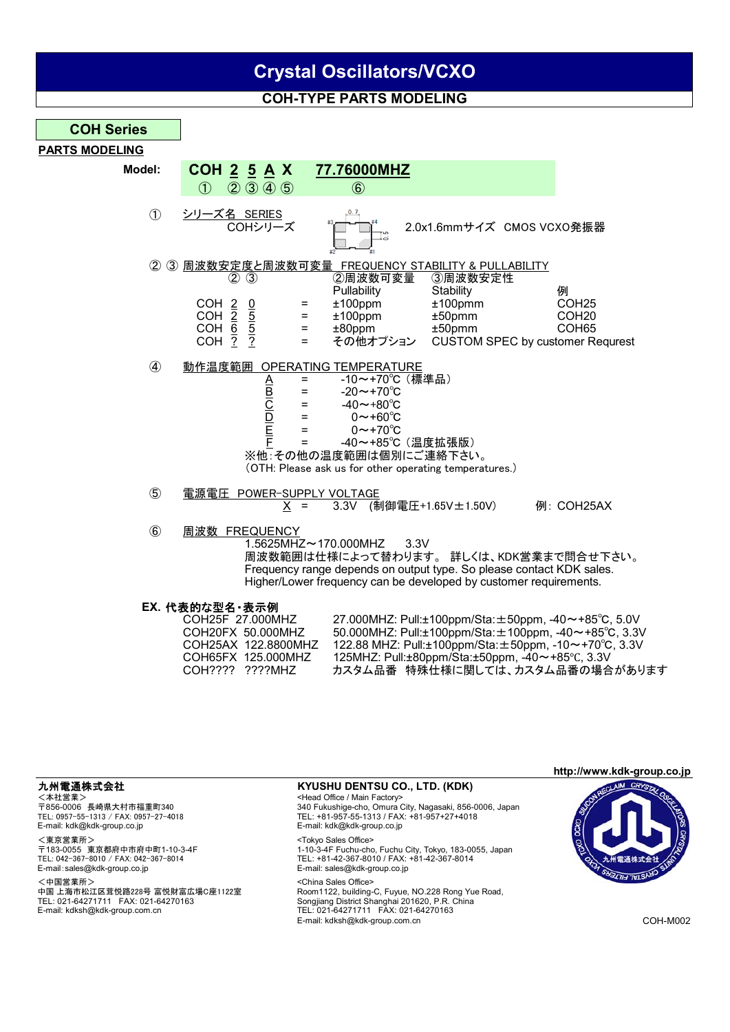# Crystal Oscillators/VCXO

## COH-TYPE PARTS MODELING

### COH Series

**PARTS MODELING**

**Model:** **COH 2 5 A X 77.76000MHZ**

① ②③④⑤ ⑥

① シリーズ名 SERIES
COHシリーズ

0.7
#3 #4
0.5
#2 #1

2.0x1.6mmサイズ CMOS VCXO発振器

② ③ 周波数安定度と周波数可変量 FREQUENCY STABILITY & PULLABILITY

| ② ③ | | ②周波数可変量 Pullability | ③周波数安定性 Stability | 例 |
|---|---|---|---|---|
| COH 2 0 | = | ±100ppm | ±100pmm | COH25 |
| COH 2 5 | = | ±100ppm | ±50pmm | COH20 |
| COH 6 5 | = | ±80ppm | ±50pmm | COH65 |
| COH ? ? | = | その他オプション | CUSTOM SPEC by customer Requrest | |

④ 動作温度範囲 OPERATING TEMPERATURE

| | | |
|---|---|---|
| A | = | -10～+70℃（標準品） |
| B | = | -20～+70℃ |
| C | = | -40～+80℃ |
| D | = | 0～+60℃ |
| E | = | 0～+70℃ |
| F | = | -40～+85℃（温度拡張版） |

※他：その他の温度範囲は個別にご連絡下さい。
（OTH: Please ask us for other operating temperatures.）

⑤ 電源電圧 POWER-SUPPLY VOLTAGE
X = 3.3V （制御電圧+1.65V±1.50V） 例：COH25AX

⑥ 周波数 FREQUENCY
1.5625MHZ～170.000MHZ 3.3V
周波数範囲は仕様によって替わります。 詳しくは、KDK営業まで問合せ下さい。
Frequency range depends on output type. So please contact KDK sales.
Higher/Lower frequency can be developed by customer requirements.

**EX. 代表的な型名・表示例**

| | |
|---|---|
| COH25F 27.000MHZ | 27.000MHZ: Pull:±100ppm/Sta:±50ppm, -40～+85℃, 5.0V |
| COH20FX 50.000MHZ | 50.000MHZ: Pull:±100ppm/Sta:±100ppm, -40～+85℃, 3.3V |
| COH25AX 122.8800MHZ | 122.88 MHZ: Pull:±100ppm/Sta:±50ppm, -10～+70℃, 3.3V |
| COH65FX 125.000MHZ | 125MHZ: Pull:±80ppm/Sta:±50ppm, -40～+85℃, 3.3V |
| COH???? ????MHZ | カスタム品番 特殊仕様に関しては、カスタム品番の場合があります |

http://www.kdk-group.co.jp

**九州電通株式会社**
＜本社営業＞
〒856-0006 長崎県大村市福重町340
TEL: 0957-55-1313 / FAX: 0957-27-4018
E-mail: kdk@kdk-group.co.jp
＜東京営業所＞
〒183-0055 東京都府中市府中町1-10-3-4F
TEL: 042-367-8010 / FAX: 042-367-8014
E-mail :sales@kdk-group.co.jp
＜中国営業所＞
中国 上海市松江区茸悦路228号 富悦財富広場C座1122室
TEL: 021-64271711 FAX: 021-64270163
E-mail: kdksh@kdk-group.com.cn

**KYUSHU DENTSU CO., LTD. (KDK)**
<Head Office / Main Factory>
340 Fukushige-cho, Omura City, Nagasaki, 856-0006, Japan
TEL: +81-957-55-1313 / FAX: +81-957+27+4018
E-mail: kdk@kdk-group.co.jp
<Tokyo Sales Office>
1-10-3-4F Fuchu-cho, Fuchu City, Tokyo, 183-0055, Japan
TEL: +81-42-367-8010 / FAX: +81-42-367-8014
E-mail: sales@kdk-group.co.jp
<China Sales Office>
Room1122, building-C, Fuyue, NO.228 Rong Yue Road,
Songjiang District Shanghai 201620, P.R. China
TEL: 021-64271711 FAX: 021-64270163
E-mail: kdksh@kdk-group.com.cn

COH-M002